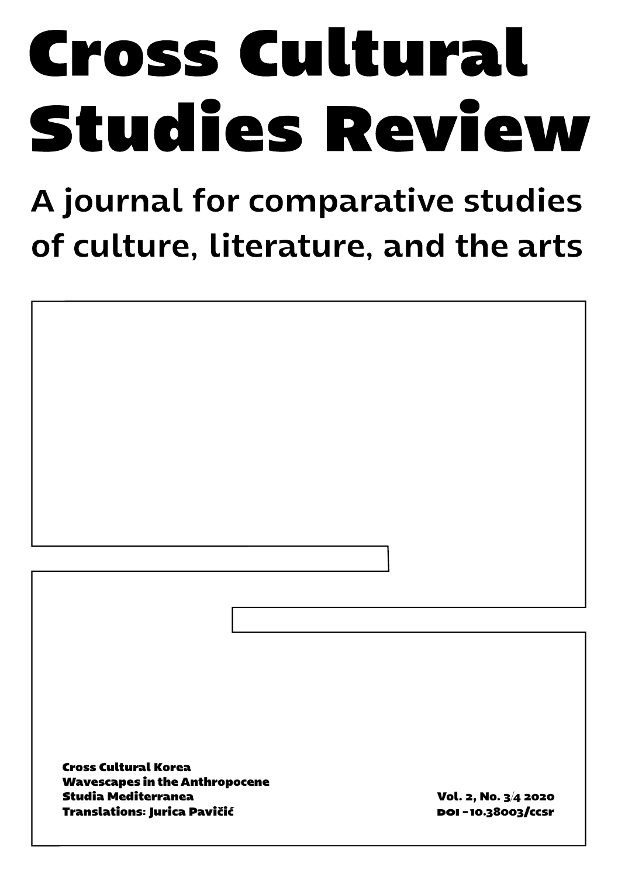# Cross Cultural Studies Review

## A journal for comparative studies of culture, literature, and the arts

**Cross Cultural Korea**
**Wavescapes in the Anthropocene**
**Studia Mediterranea**
**Translations: Jurica Pavičić**

**Vol. 2, No. 3/4 2020**
**DOI - 10.38003/ccsr**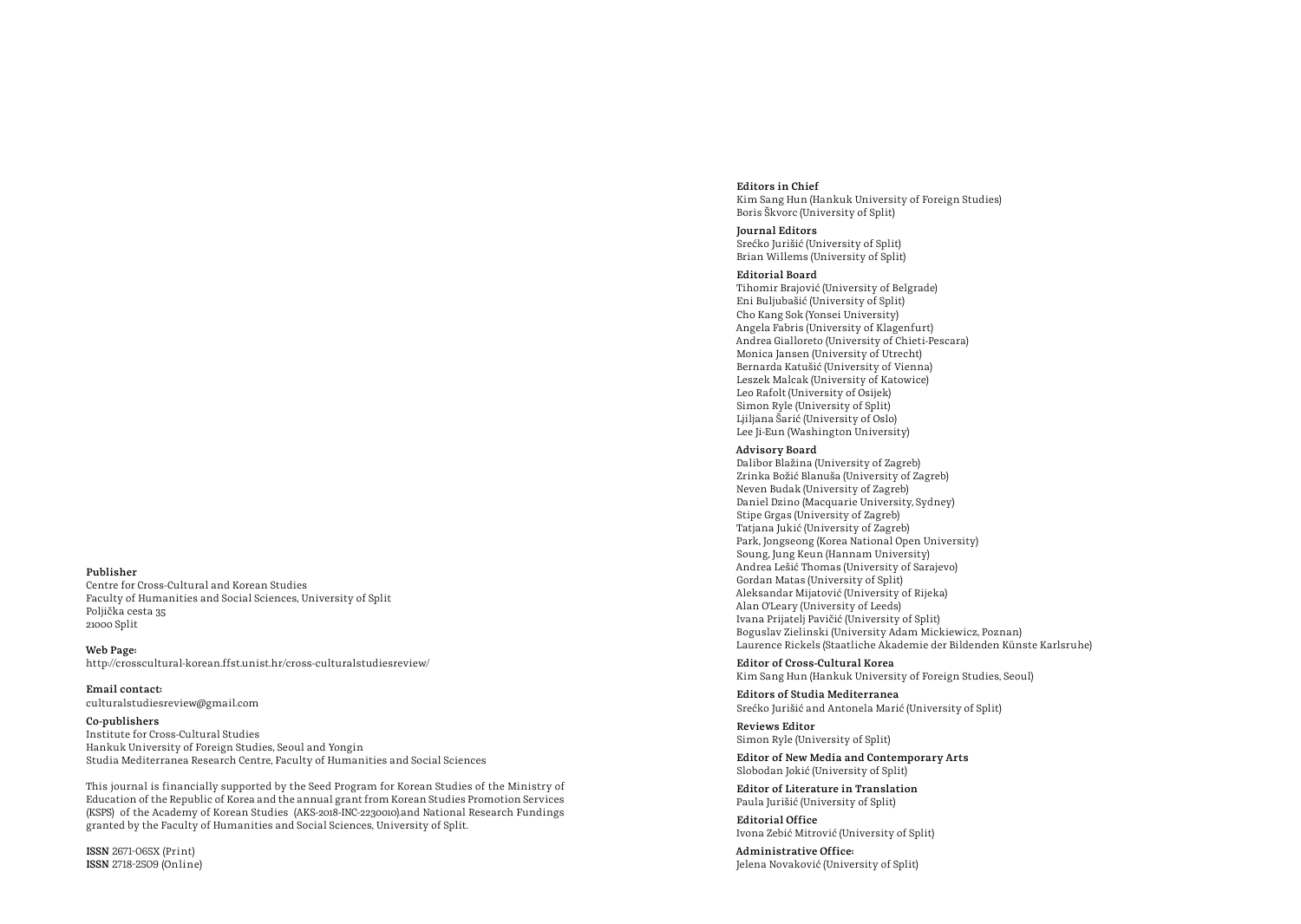**Publisher**
Centre for Cross-Cultural and Korean Studies
Faculty of Humanities and Social Sciences, University of Split
Poljička cesta 35
21000 Split

**Web Page:**
http://crosscultural-korean.ffst.unist.hr/cross-culturalstudiesreview/

**Email contact:**
culturalstudiesreview@gmail.com

**Co-publishers**
Institute for Cross-Cultural Studies
Hankuk University of Foreign Studies, Seoul and Yongin
Studia Mediterranea Research Centre, Faculty of Humanities and Social Sciences

This journal is financially supported by the Seed Program for Korean Studies of the Ministry of Education of the Republic of Korea and the annual grant from Korean Studies Promotion Services (KSPS) of the Academy of Korean Studies (AKS-2018-INC-2230010).and National Research Fundings granted by the Faculty of Humanities and Social Sciences, University of Split.

**ISSN** 2671-065X (Print)
**ISSN** 2718-2509 (Online)

**Editors in Chief**
Kim Sang Hun (Hankuk University of Foreign Studies)
Boris Škvorc (University of Split)

**Journal Editors**
Srećko Jurišić (University of Split)
Brian Willems (University of Split)

**Editorial Board**
Tihomir Brajović (University of Belgrade)
Eni Buljubašić (University of Split)
Cho Kang Sok (Yonsei University)
Angela Fabris (University of Klagenfurt)
Andrea Gialloreto (University of Chieti-Pescara)
Monica Jansen (University of Utrecht)
Bernarda Katušić (University of Vienna)
Leszek Malcak (University of Katowice)
Leo Rafolt (University of Osijek)
Simon Ryle (University of Split)
Ljiljana Šarić (University of Oslo)
Lee Ji-Eun (Washington University)

**Advisory Board**
Dalibor Blažina (University of Zagreb)
Zrinka Božić Blanuša (University of Zagreb)
Neven Budak (University of Zagreb)
Daniel Dzino (Macquarie University, Sydney)
Stipe Grgas (University of Zagreb)
Tatjana Jukić (University of Zagreb)
Park, Jongseong (Korea National Open University)
Soung, Jung Keun (Hannam University)
Andrea Lešić Thomas (University of Sarajevo)
Gordan Matas (University of Split)
Aleksandar Mijatović (University of Rijeka)
Alan O'Leary (University of Leeds)
Ivana Prijatelj Pavičić (University of Split)
Boguslav Zielinski (University Adam Mickiewicz, Poznan)
Laurence Rickels (Staatliche Akademie der Bildenden Künste Karlsruhe)

**Editor of Cross-Cultural Korea**
Kim Sang Hun (Hankuk University of Foreign Studies, Seoul)

**Editors of Studia Mediterranea**
Srećko Jurišić and Antonela Marić (University of Split)

**Reviews Editor**
Simon Ryle (University of Split)

**Editor of New Media and Contemporary Arts**
Slobodan Jokić (University of Split)

**Editor of Literature in Translation**
Paula Jurišić (University of Split)

**Editorial Office**
Ivona Zebić Mitrović (University of Split)

**Administrative Office:**
Jelena Novaković (University of Split)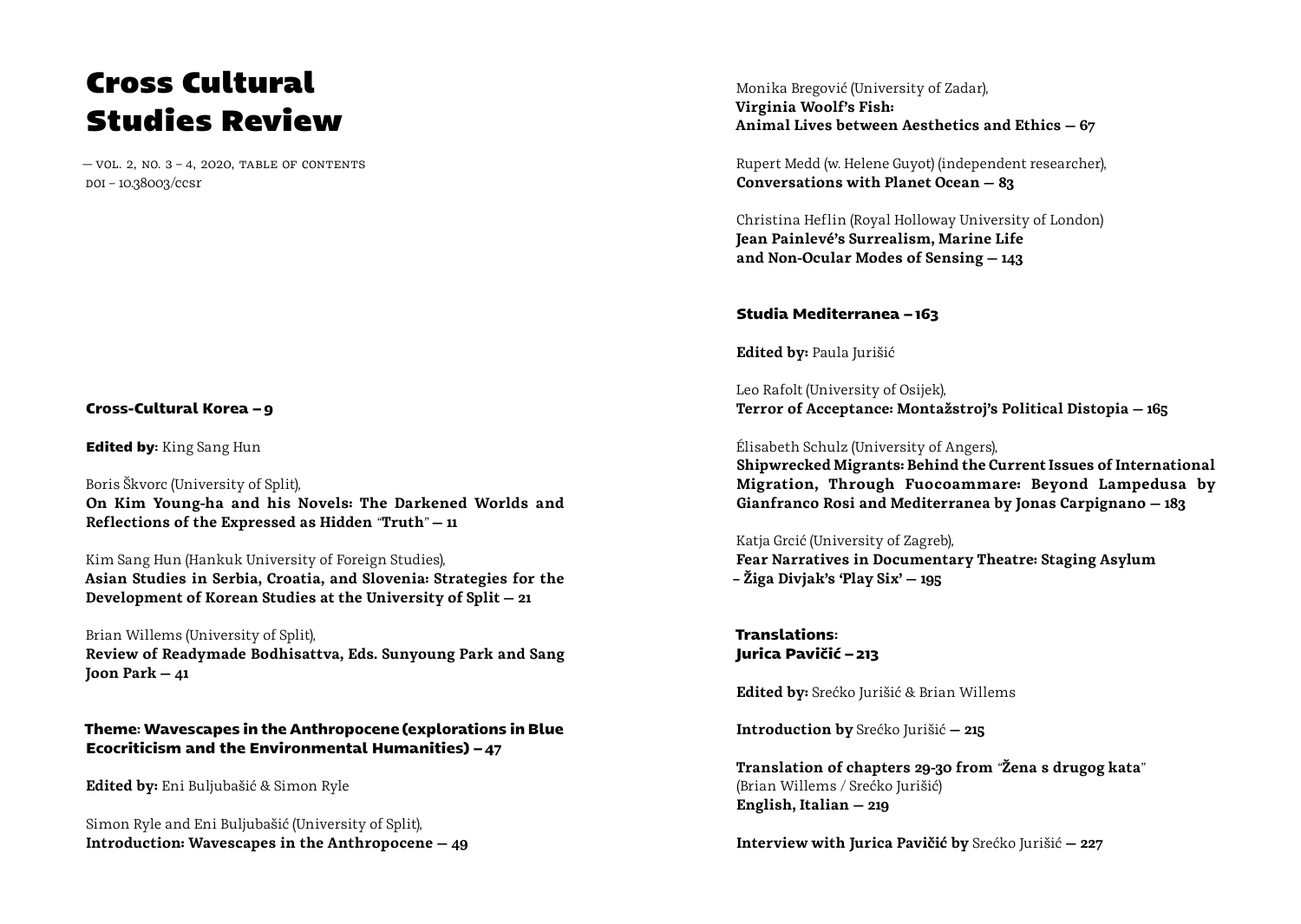# Cross Cultural Studies Review

— vol. 2, no. 3 – 4, 2020, table of contents
doi – 10.38003/ccsr

## Cross-Cultural Korea – 9

**Edited by**: King Sang Hun

Boris Škvorc (University of Split),
**On Kim Young-ha and his Novels: The Darkened Worlds and Reflections of the Expressed as Hidden "Truth" — 11**

Kim Sang Hun (Hankuk University of Foreign Studies),
**Asian Studies in Serbia, Croatia, and Slovenia: Strategies for the Development of Korean Studies at the University of Split — 21**

Brian Willems (University of Split),
**Review of Readymade Bodhisattva, Eds. Sunyoung Park and Sang Joon Park — 41**

## Theme: Wavescapes in the Anthropocene (explorations in Blue Ecocriticism and the Environmental Humanities) – 47

**Edited by:** Eni Buljubašić & Simon Ryle

Simon Ryle and Eni Buljubašić (University of Split),
**Introduction: Wavescapes in the Anthropocene — 49**

Monika Bregović (University of Zadar),
**Virginia Woolf's Fish: Animal Lives between Aesthetics and Ethics — 67**

Rupert Medd (w. Helene Guyot) (independent researcher),
**Conversations with Planet Ocean — 83**

Christina Heflin (Royal Holloway University of London)
**Jean Painlevé's Surrealism, Marine Life and Non-Ocular Modes of Sensing — 143**

## Studia Mediterranea – 163

**Edited by:** Paula Jurišić

Leo Rafolt (University of Osijek),
**Terror of Acceptance: Montažstroj's Political Distopia — 165**

Élisabeth Schulz (University of Angers),
**Shipwrecked Migrants: Behind the Current Issues of International Migration, Through Fuocoammare: Beyond Lampedusa by Gianfranco Rosi and Mediterranea by Jonas Carpignano — 183**

Katja Grcić (University of Zagreb),
**Fear Narratives in Documentary Theatre: Staging Asylum – Žiga Divjak's 'Play Six' — 195**

## Translations: Jurica Pavičić – 213

**Edited by:** Srećko Jurišić & Brian Willems

**Introduction by** Srećko Jurišić **— 215**

**Translation of chapters 29-30 from "Žena s drugog kata"** (Brian Willems / Srećko Jurišić)
**English, Italian — 219**

**Interview with Jurica Pavičić by** Srećko Jurišić **— 227**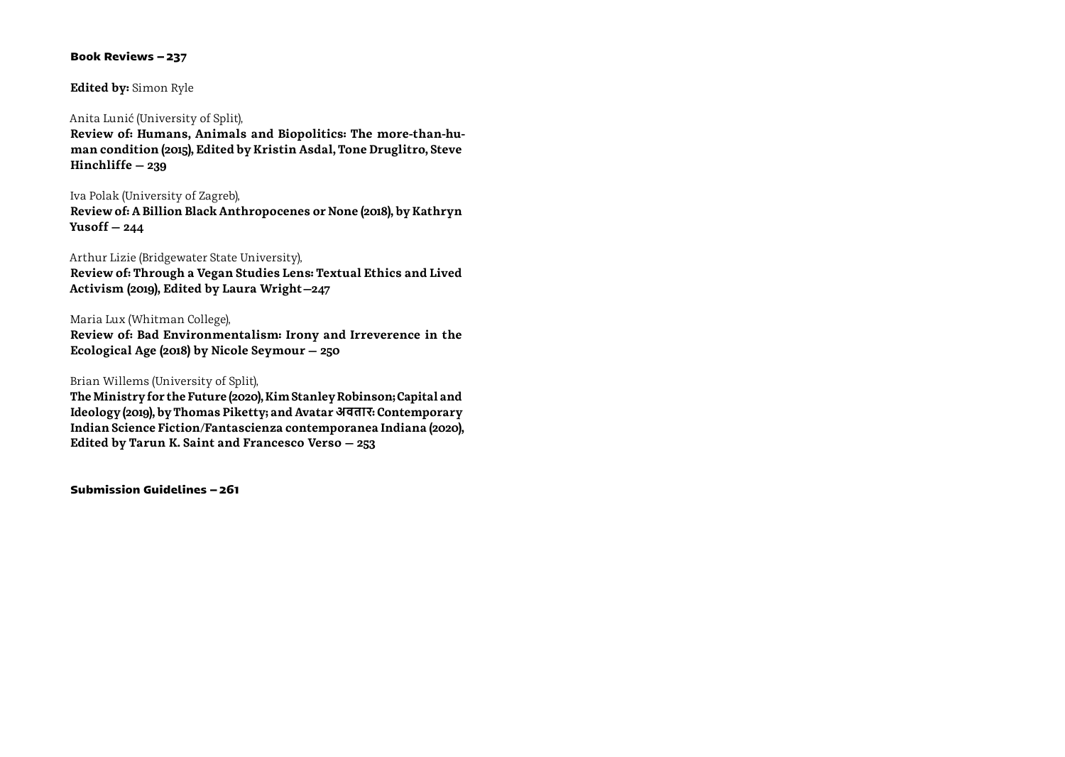**Book Reviews – 237**

**Edited by:** Simon Ryle

Anita Lunić (University of Split),
**Review of: Humans, Animals and Biopolitics: The more-than-human condition (2015), Edited by Kristin Asdal, Tone Druglitro, Steve Hinchliffe — 239**

Iva Polak (University of Zagreb),
**Review of: A Billion Black Anthropocenes or None (2018), by Kathryn Yusoff — 244**

Arthur Lizie (Bridgewater State University),
**Review of: Through a Vegan Studies Lens: Textual Ethics and Lived Activism (2019), Edited by Laura Wright—247**

Maria Lux (Whitman College),
**Review of: Bad Environmentalism: Irony and Irreverence in the Ecological Age (2018) by Nicole Seymour — 250**

Brian Willems (University of Split),
**The Ministry for the Future (2020), Kim Stanley Robinson; Capital and Ideology (2019), by Thomas Piketty; and Avatar अवतार: Contemporary Indian Science Fiction/Fantascienza contemporanea Indiana (2020), Edited by Tarun K. Saint and Francesco Verso — 253**

**Submission Guidelines – 261**